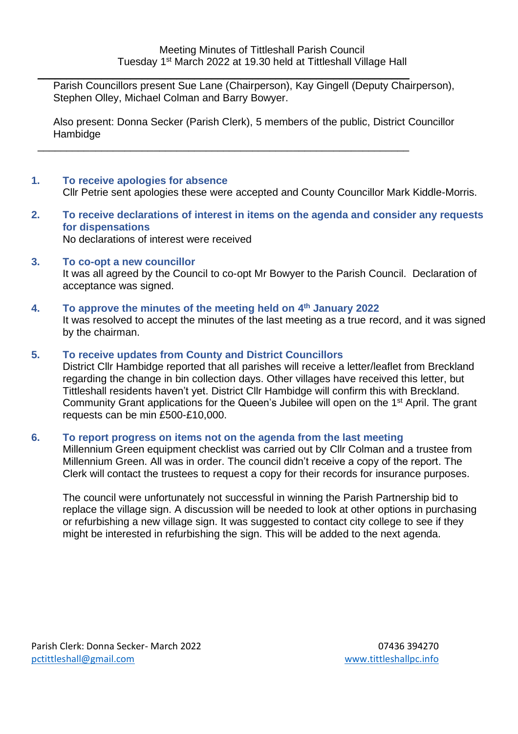Meeting Minutes of Tittleshall Parish Council
Tuesday 1st March 2022 at 19.30 held at Tittleshall Village Hall

---

Parish Councillors present Sue Lane (Chairperson), Kay Gingell (Deputy Chairperson), Stephen Olley, Michael Colman and Barry Bowyer.

Also present: Donna Secker (Parish Clerk), 5 members of the public, District Councillor Hambidge

---

**1. To receive apologies for absence**
Cllr Petrie sent apologies these were accepted and County Councillor Mark Kiddle-Morris.

**2. To receive declarations of interest in items on the agenda and consider any requests for dispensations**
No declarations of interest were received

**3. To co-opt a new councillor**
It was all agreed by the Council to co-opt Mr Bowyer to the Parish Council. Declaration of acceptance was signed.

**4. To approve the minutes of the meeting held on 4th January 2022**
It was resolved to accept the minutes of the last meeting as a true record, and it was signed by the chairman.

**5. To receive updates from County and District Councillors**
District Cllr Hambidge reported that all parishes will receive a letter/leaflet from Breckland regarding the change in bin collection days. Other villages have received this letter, but Tittleshall residents haven't yet. District Cllr Hambidge will confirm this with Breckland. Community Grant applications for the Queen's Jubilee will open on the 1st April. The grant requests can be min £500-£10,000.

**6. To report progress on items not on the agenda from the last meeting**
Millennium Green equipment checklist was carried out by Cllr Colman and a trustee from Millennium Green. All was in order. The council didn't receive a copy of the report. The Clerk will contact the trustees to request a copy for their records for insurance purposes.

The council were unfortunately not successful in winning the Parish Partnership bid to replace the village sign. A discussion will be needed to look at other options in purchasing or refurbishing a new village sign. It was suggested to contact city college to see if they might be interested in refurbishing the sign. This will be added to the next agenda.

Parish Clerk: Donna Secker- March 2022
pctittleshall@gmail.com

07436 394270
www.tittleshallpc.info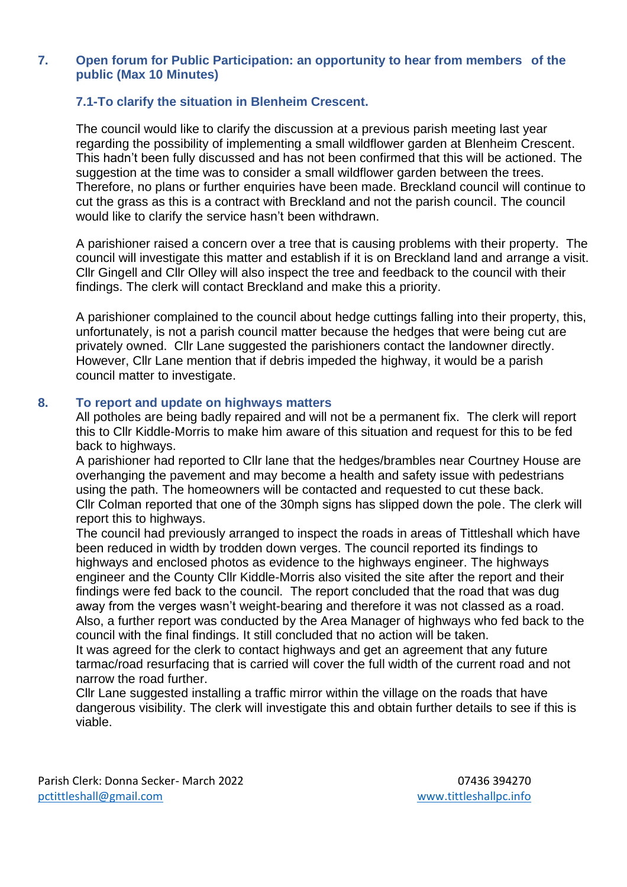## 7. Open forum for Public Participation: an opportunity to hear from members of the public (Max 10 Minutes)

### 7.1-To clarify the situation in Blenheim Crescent.

The council would like to clarify the discussion at a previous parish meeting last year regarding the possibility of implementing a small wildflower garden at Blenheim Crescent. This hadn't been fully discussed and has not been confirmed that this will be actioned. The suggestion at the time was to consider a small wildflower garden between the trees. Therefore, no plans or further enquiries have been made. Breckland council will continue to cut the grass as this is a contract with Breckland and not the parish council. The council would like to clarify the service hasn't been withdrawn.

A parishioner raised a concern over a tree that is causing problems with their property. The council will investigate this matter and establish if it is on Breckland land and arrange a visit. Cllr Gingell and Cllr Olley will also inspect the tree and feedback to the council with their findings. The clerk will contact Breckland and make this a priority.

A parishioner complained to the council about hedge cuttings falling into their property, this, unfortunately, is not a parish council matter because the hedges that were being cut are privately owned. Cllr Lane suggested the parishioners contact the landowner directly. However, Cllr Lane mention that if debris impeded the highway, it would be a parish council matter to investigate.

## 8. To report and update on highways matters

All potholes are being badly repaired and will not be a permanent fix. The clerk will report this to Cllr Kiddle-Morris to make him aware of this situation and request for this to be fed back to highways.

A parishioner had reported to Cllr lane that the hedges/brambles near Courtney House are overhanging the pavement and may become a health and safety issue with pedestrians using the path. The homeowners will be contacted and requested to cut these back.

Cllr Colman reported that one of the 30mph signs has slipped down the pole. The clerk will report this to highways.

The council had previously arranged to inspect the roads in areas of Tittleshall which have been reduced in width by trodden down verges. The council reported its findings to highways and enclosed photos as evidence to the highways engineer. The highways engineer and the County Cllr Kiddle-Morris also visited the site after the report and their findings were fed back to the council. The report concluded that the road that was dug away from the verges wasn't weight-bearing and therefore it was not classed as a road. Also, a further report was conducted by the Area Manager of highways who fed back to the council with the final findings. It still concluded that no action will be taken.

It was agreed for the clerk to contact highways and get an agreement that any future tarmac/road resurfacing that is carried will cover the full width of the current road and not narrow the road further.

Cllr Lane suggested installing a traffic mirror within the village on the roads that have dangerous visibility. The clerk will investigate this and obtain further details to see if this is viable.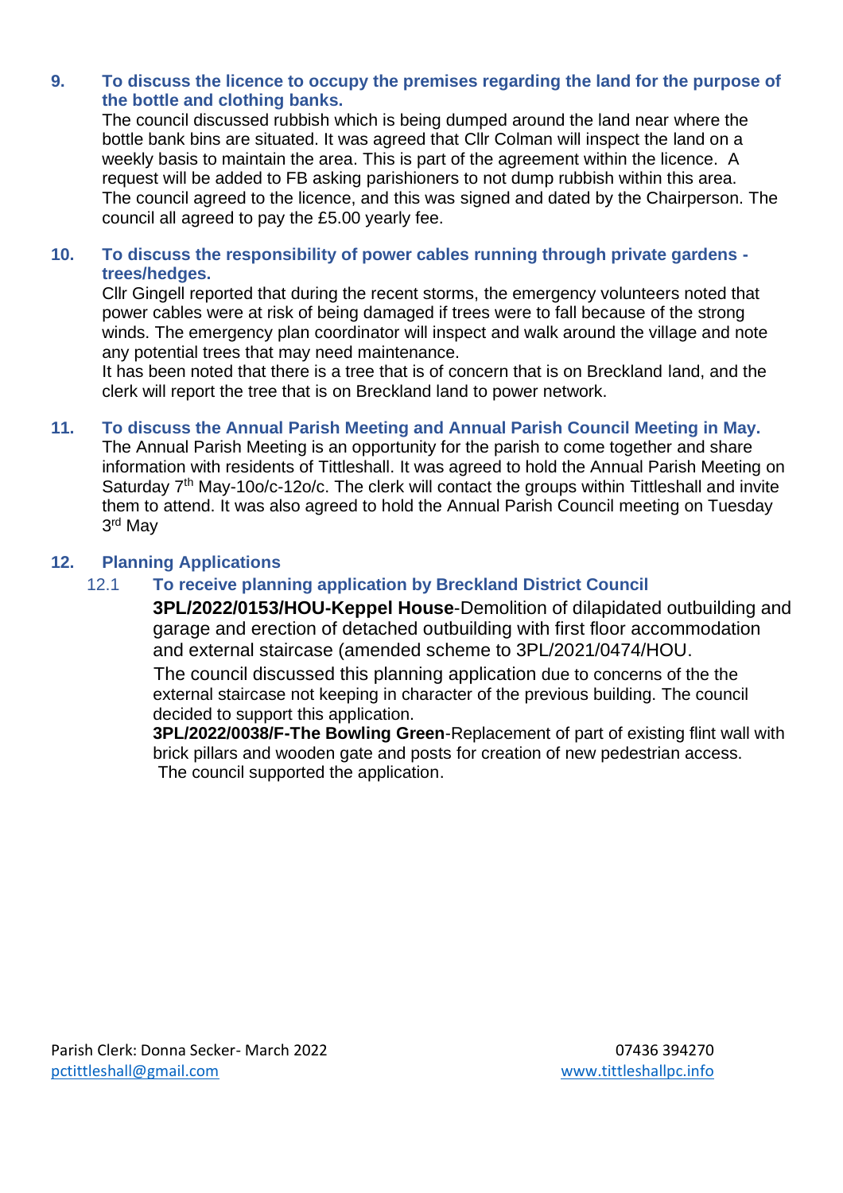## 9. To discuss the licence to occupy the premises regarding the land for the purpose of the bottle and clothing banks.

The council discussed rubbish which is being dumped around the land near where the bottle bank bins are situated. It was agreed that Cllr Colman will inspect the land on a weekly basis to maintain the area. This is part of the agreement within the licence. A request will be added to FB asking parishioners to not dump rubbish within this area. The council agreed to the licence, and this was signed and dated by the Chairperson. The council all agreed to pay the £5.00 yearly fee.

## 10. To discuss the responsibility of power cables running through private gardens - trees/hedges.

Cllr Gingell reported that during the recent storms, the emergency volunteers noted that power cables were at risk of being damaged if trees were to fall because of the strong winds. The emergency plan coordinator will inspect and walk around the village and note any potential trees that may need maintenance.
It has been noted that there is a tree that is of concern that is on Breckland land, and the clerk will report the tree that is on Breckland land to power network.

## 11. To discuss the Annual Parish Meeting and Annual Parish Council Meeting in May.

The Annual Parish Meeting is an opportunity for the parish to come together and share information with residents of Tittleshall. It was agreed to hold the Annual Parish Meeting on Saturday 7th May-10o/c-12o/c. The clerk will contact the groups within Tittleshall and invite them to attend. It was also agreed to hold the Annual Parish Council meeting on Tuesday 3rd May

## 12. Planning Applications

### 12.1 To receive planning application by Breckland District Council

**3PL/2022/0153/HOU-Keppel House**-Demolition of dilapidated outbuilding and garage and erection of detached outbuilding with first floor accommodation and external staircase (amended scheme to 3PL/2021/0474/HOU.

The council discussed this planning application due to concerns of the the external staircase not keeping in character of the previous building. The council decided to support this application.

**3PL/2022/0038/F-The Bowling Green**-Replacement of part of existing flint wall with brick pillars and wooden gate and posts for creation of new pedestrian access.
The council supported the application.

Parish Clerk: Donna Secker- March 2022
pctittleshall@gmail.com

07436 394270
www.tittleshallpc.info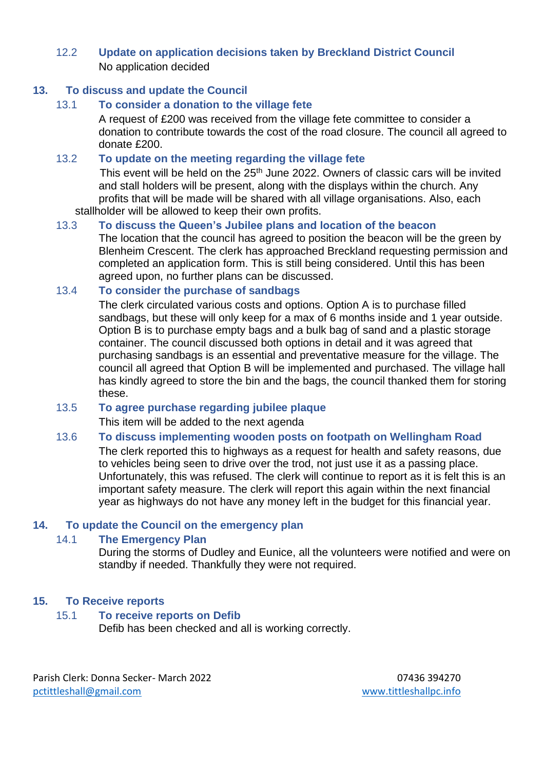### 12.2 Update on application decisions taken by Breckland District Council

No application decided

## 13. To discuss and update the Council

### 13.1 To consider a donation to the village fete

A request of £200 was received from the village fete committee to consider a donation to contribute towards the cost of the road closure. The council all agreed to donate £200.

### 13.2 To update on the meeting regarding the village fete

This event will be held on the 25th June 2022. Owners of classic cars will be invited and stall holders will be present, along with the displays within the church. Any profits that will be made will be shared with all village organisations. Also, each stallholder will be allowed to keep their own profits.

### 13.3 To discuss the Queen's Jubilee plans and location of the beacon

The location that the council has agreed to position the beacon will be the green by Blenheim Crescent. The clerk has approached Breckland requesting permission and completed an application form. This is still being considered. Until this has been agreed upon, no further plans can be discussed.

### 13.4 To consider the purchase of sandbags

The clerk circulated various costs and options. Option A is to purchase filled sandbags, but these will only keep for a max of 6 months inside and 1 year outside. Option B is to purchase empty bags and a bulk bag of sand and a plastic storage container. The council discussed both options in detail and it was agreed that purchasing sandbags is an essential and preventative measure for the village. The council all agreed that Option B will be implemented and purchased. The village hall has kindly agreed to store the bin and the bags, the council thanked them for storing these.

### 13.5 To agree purchase regarding jubilee plaque

This item will be added to the next agenda

### 13.6 To discuss implementing wooden posts on footpath on Wellingham Road

The clerk reported this to highways as a request for health and safety reasons, due to vehicles being seen to drive over the trod, not just use it as a passing place. Unfortunately, this was refused. The clerk will continue to report as it is felt this is an important safety measure. The clerk will report this again within the next financial year as highways do not have any money left in the budget for this financial year.

## 14. To update the Council on the emergency plan

### 14.1 The Emergency Plan

During the storms of Dudley and Eunice, all the volunteers were notified and were on standby if needed. Thankfully they were not required.

## 15. To Receive reports

### 15.1 To receive reports on Defib

Defib has been checked and all is working correctly.

Parish Clerk: Donna Secker- March 2022 07436 394270
pctittleshall@gmail.com www.tittleshallpc.info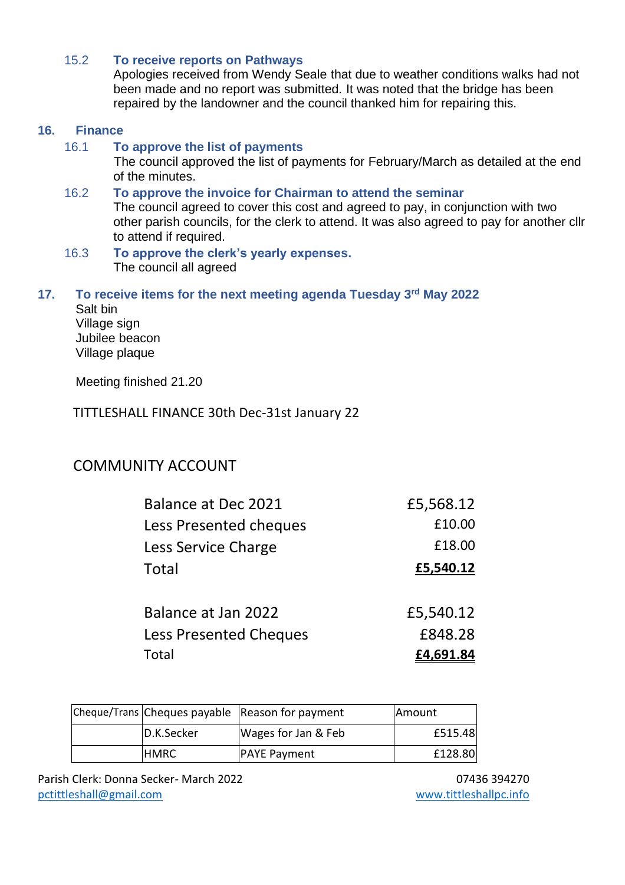### 15.2 To receive reports on Pathways

Apologies received from Wendy Seale that due to weather conditions walks had not been made and no report was submitted. It was noted that the bridge has been repaired by the landowner and the council thanked him for repairing this.

## 16. Finance

### 16.1 To approve the list of payments

The council approved the list of payments for February/March as detailed at the end of the minutes.

### 16.2 To approve the invoice for Chairman to attend the seminar

The council agreed to cover this cost and agreed to pay, in conjunction with two other parish councils, for the clerk to attend. It was also agreed to pay for another cllr to attend if required.

### 16.3 To approve the clerk's yearly expenses.

The council all agreed

## 17. To receive items for the next meeting agenda Tuesday 3rd May 2022

Salt bin
Village sign
Jubilee beacon
Village plaque

Meeting finished 21.20

TITTLESHALL FINANCE 30th Dec-31st January 22

COMMUNITY ACCOUNT

| | |
|---|---|
| Balance at Dec 2021 | £5,568.12 |
| Less Presented cheques | £10.00 |
| Less Service Charge | £18.00 |
| Total | **£5,540.12** |
| | |
| Balance at Jan 2022 | £5,540.12 |
| Less Presented Cheques | £848.28 |
| Total | **£4,691.84** |

| Cheque/Trans | Cheques payable | Reason for payment | Amount |
|---|---|---|---|
| | D.K.Secker | Wages for Jan & Feb | £515.48 |
| | HMRC | PAYE Payment | £128.80 |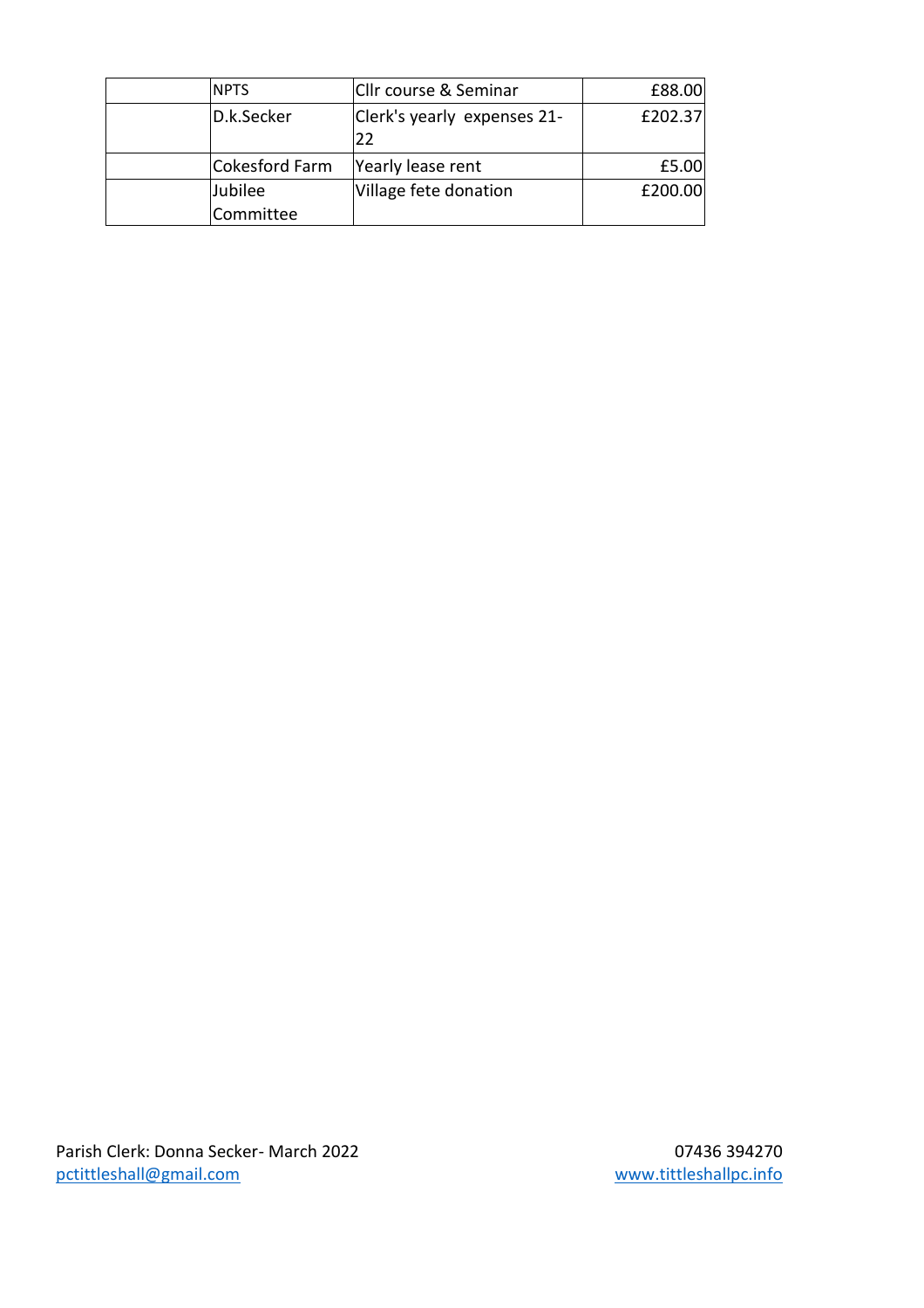| | | | |
|---|---|---|---|
| | NPTS | Cllr course & Seminar | £88.00 |
| | D.k.Secker | Clerk's yearly expenses 21-22 | £202.37 |
| | Cokesford Farm | Yearly lease rent | £5.00 |
| | Jubilee Committee | Village fete donation | £200.00 |